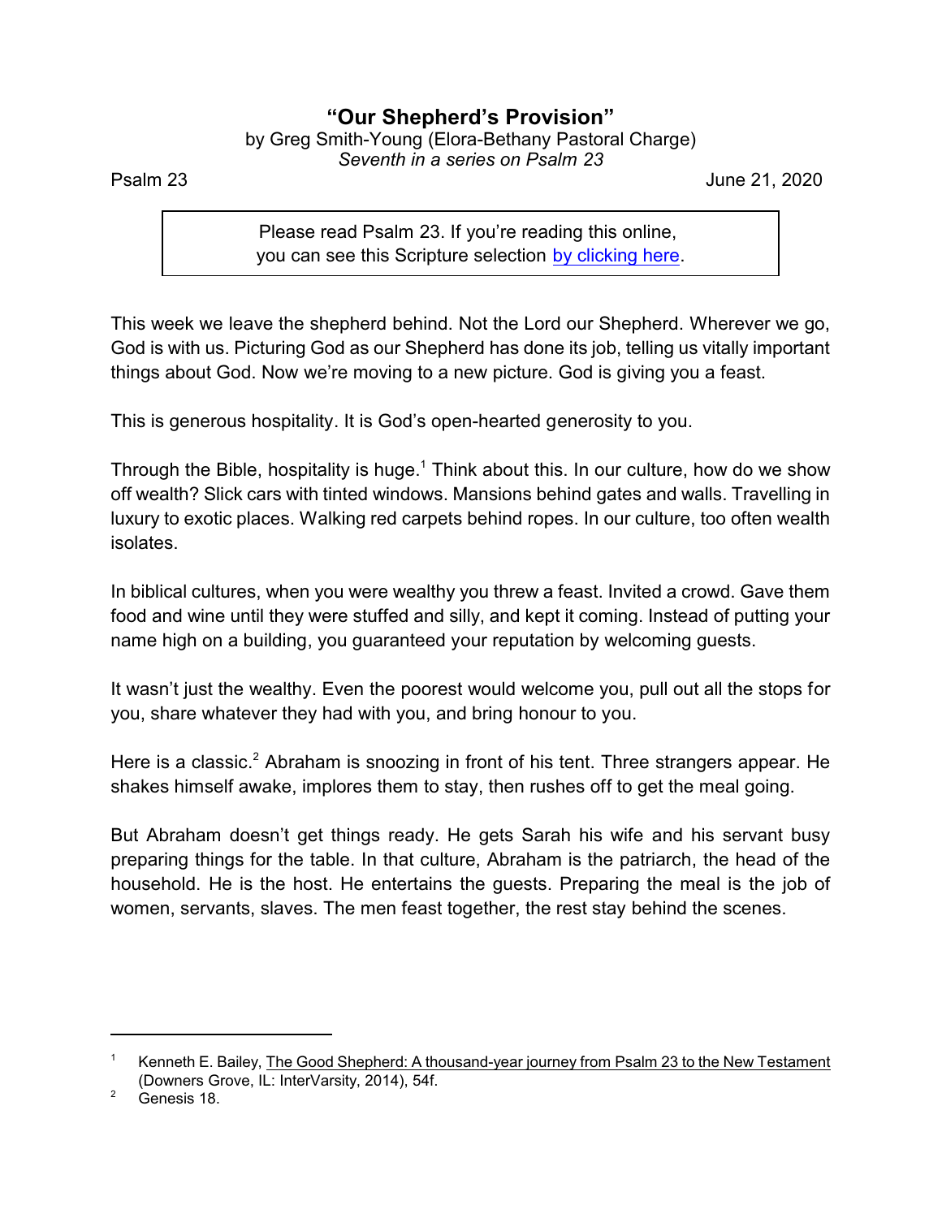# "Our Shepherd's Provision"

by Greg Smith-Young (Elora-Bethany Pastoral Charge)
*Seventh in a series on Psalm 23*

Psalm 23 June 21, 2020

> Please read Psalm 23. If you're reading this online, you can see this Scripture selection by clicking here.

This week we leave the shepherd behind. Not the Lord our Shepherd. Wherever we go, God is with us. Picturing God as our Shepherd has done its job, telling us vitally important things about God. Now we're moving to a new picture. God is giving you a feast.

This is generous hospitality. It is God's open-hearted generosity to you.

Through the Bible, hospitality is huge.[1] Think about this. In our culture, how do we show off wealth? Slick cars with tinted windows. Mansions behind gates and walls. Travelling in luxury to exotic places. Walking red carpets behind ropes. In our culture, too often wealth isolates.

In biblical cultures, when you were wealthy you threw a feast. Invited a crowd. Gave them food and wine until they were stuffed and silly, and kept it coming. Instead of putting your name high on a building, you guaranteed your reputation by welcoming guests.

It wasn't just the wealthy. Even the poorest would welcome you, pull out all the stops for you, share whatever they had with you, and bring honour to you.

Here is a classic.[2] Abraham is snoozing in front of his tent. Three strangers appear. He shakes himself awake, implores them to stay, then rushes off to get the meal going.

But Abraham doesn't get things ready. He gets Sarah his wife and his servant busy preparing things for the table. In that culture, Abraham is the patriarch, the head of the household. He is the host. He entertains the guests. Preparing the meal is the job of women, servants, slaves. The men feast together, the rest stay behind the scenes.

---

[1] Kenneth E. Bailey, The Good Shepherd: A thousand-year journey from Psalm 23 to the New Testament (Downers Grove, IL: InterVarsity, 2014), 54f.

[2] Genesis 18.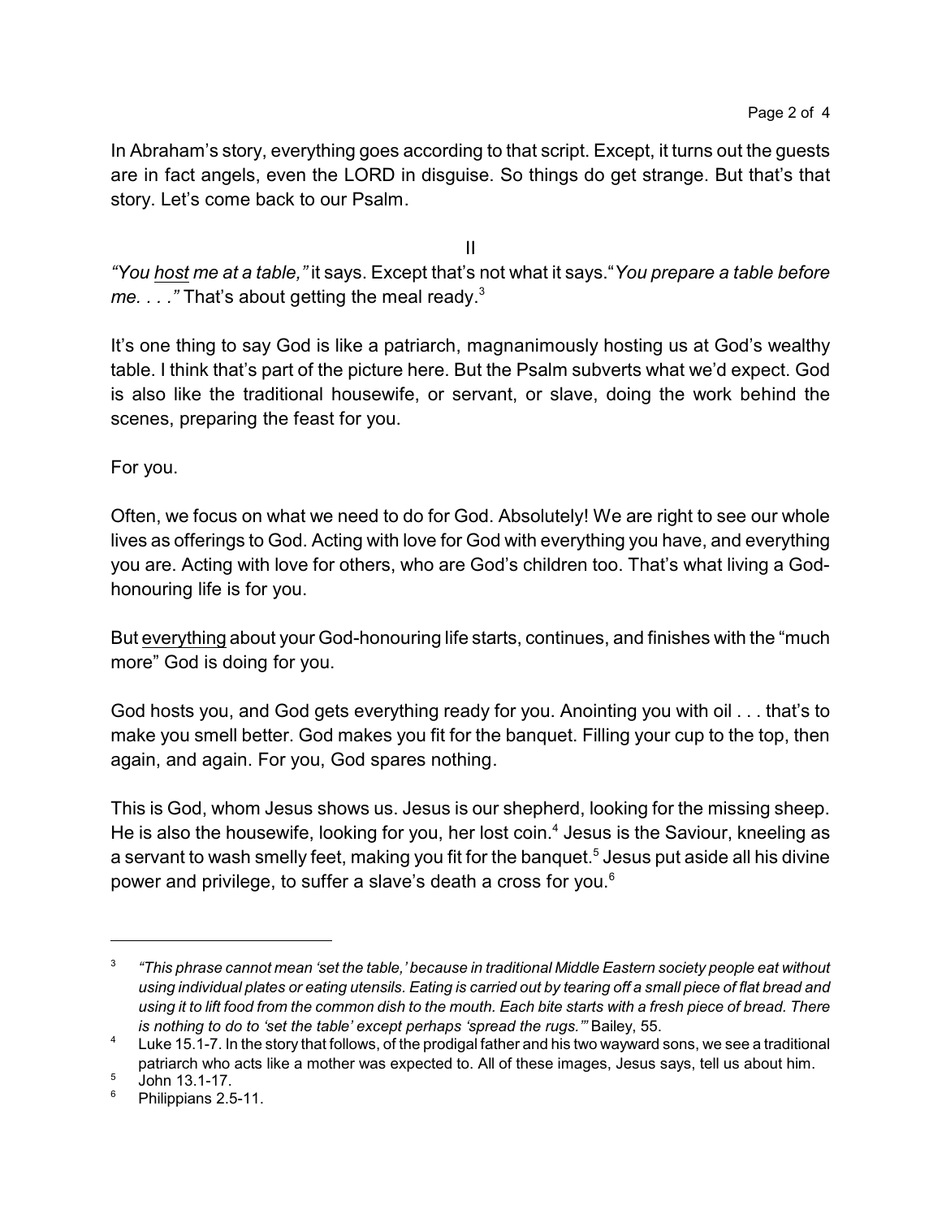In Abraham's story, everything goes according to that script. Except, it turns out the guests are in fact angels, even the LORD in disguise. So things do get strange. But that's that story. Let's come back to our Psalm.

II

*"You host me at a table,"* it says. Except that's not what it says. "*You prepare a table before me. . . ."* That's about getting the meal ready.[3]

It's one thing to say God is like a patriarch, magnanimously hosting us at God's wealthy table. I think that's part of the picture here. But the Psalm subverts what we'd expect. God is also like the traditional housewife, or servant, or slave, doing the work behind the scenes, preparing the feast for you.

For you.

Often, we focus on what we need to do for God. Absolutely! We are right to see our whole lives as offerings to God. Acting with love for God with everything you have, and everything you are. Acting with love for others, who are God's children too. That's what living a God-honouring life is for you.

But everything about your God-honouring life starts, continues, and finishes with the "much more" God is doing for you.

God hosts you, and God gets everything ready for you. Anointing you with oil . . . that's to make you smell better. God makes you fit for the banquet. Filling your cup to the top, then again, and again. For you, God spares nothing.

This is God, whom Jesus shows us. Jesus is our shepherd, looking for the missing sheep. He is also the housewife, looking for you, her lost coin.[4] Jesus is the Saviour, kneeling as a servant to wash smelly feet, making you fit for the banquet.[5] Jesus put aside all his divine power and privilege, to suffer a slave's death a cross for you.[6]

---

[3] *"This phrase cannot mean 'set the table,' because in traditional Middle Eastern society people eat without using individual plates or eating utensils. Eating is carried out by tearing off a small piece of flat bread and using it to lift food from the common dish to the mouth. Each bite starts with a fresh piece of bread. There is nothing to do to 'set the table' except perhaps 'spread the rugs.'"* Bailey, 55.

[4] Luke 15.1-7. In the story that follows, of the prodigal father and his two wayward sons, we see a traditional patriarch who acts like a mother was expected to. All of these images, Jesus says, tell us about him.

[5] John 13.1-17.

[6] Philippians 2.5-11.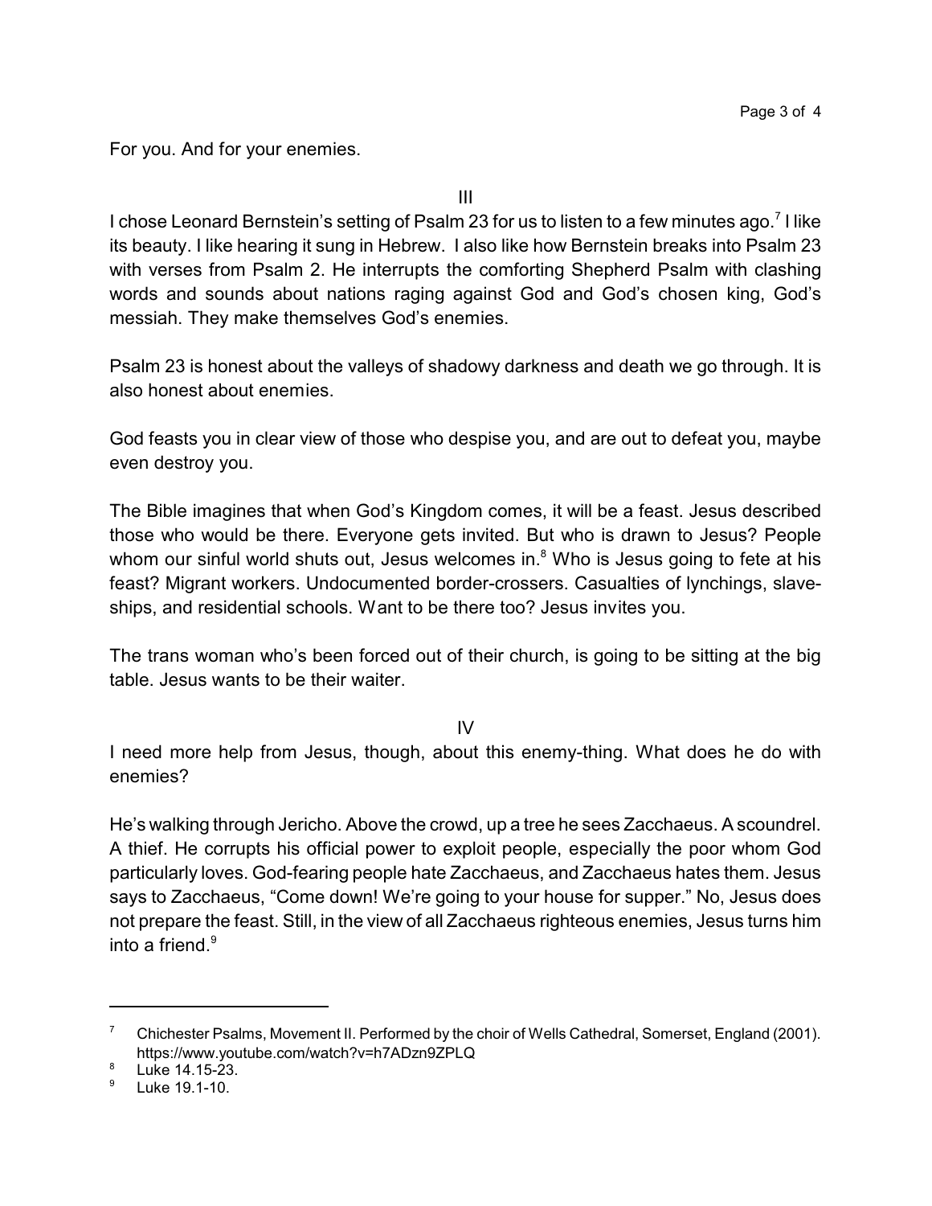For you. And for your enemies.

III

I chose Leonard Bernstein's setting of Psalm 23 for us to listen to a few minutes ago.[7] I like its beauty. I like hearing it sung in Hebrew. I also like how Bernstein breaks into Psalm 23 with verses from Psalm 2. He interrupts the comforting Shepherd Psalm with clashing words and sounds about nations raging against God and God's chosen king, God's messiah. They make themselves God's enemies.

Psalm 23 is honest about the valleys of shadowy darkness and death we go through. It is also honest about enemies.

God feasts you in clear view of those who despise you, and are out to defeat you, maybe even destroy you.

The Bible imagines that when God's Kingdom comes, it will be a feast. Jesus described those who would be there. Everyone gets invited. But who is drawn to Jesus? People whom our sinful world shuts out, Jesus welcomes in.[8] Who is Jesus going to fete at his feast? Migrant workers. Undocumented border-crossers. Casualties of lynchings, slave-ships, and residential schools. Want to be there too? Jesus invites you.

The trans woman who's been forced out of their church, is going to be sitting at the big table. Jesus wants to be their waiter.

IV

I need more help from Jesus, though, about this enemy-thing. What does he do with enemies?

He's walking through Jericho. Above the crowd, up a tree he sees Zacchaeus. A scoundrel. A thief. He corrupts his official power to exploit people, especially the poor whom God particularly loves. God-fearing people hate Zacchaeus, and Zacchaeus hates them. Jesus says to Zacchaeus, "Come down! We're going to your house for supper." No, Jesus does not prepare the feast. Still, in the view of all Zacchaeus righteous enemies, Jesus turns him into a friend.[9]

---

[7] Chichester Psalms, Movement II. Performed by the choir of Wells Cathedral, Somerset, England (2001). https://www.youtube.com/watch?v=h7ADzn9ZPLQ

[8] Luke 14.15-23.

[9] Luke 19.1-10.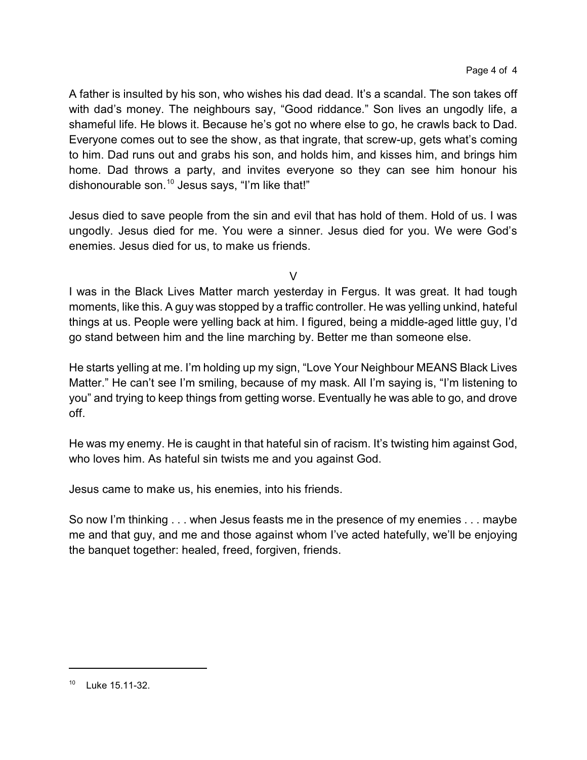A father is insulted by his son, who wishes his dad dead. It's a scandal. The son takes off with dad's money. The neighbours say, "Good riddance." Son lives an ungodly life, a shameful life. He blows it. Because he's got no where else to go, he crawls back to Dad. Everyone comes out to see the show, as that ingrate, that screw-up, gets what's coming to him. Dad runs out and grabs his son, and holds him, and kisses him, and brings him home. Dad throws a party, and invites everyone so they can see him honour his dishonourable son.[10] Jesus says, "I'm like that!"

Jesus died to save people from the sin and evil that has hold of them. Hold of us. I was ungodly. Jesus died for me. You were a sinner. Jesus died for you. We were God's enemies. Jesus died for us, to make us friends.

## V

I was in the Black Lives Matter march yesterday in Fergus. It was great. It had tough moments, like this. A guy was stopped by a traffic controller. He was yelling unkind, hateful things at us. People were yelling back at him. I figured, being a middle-aged little guy, I'd go stand between him and the line marching by. Better me than someone else.

He starts yelling at me. I'm holding up my sign, "Love Your Neighbour MEANS Black Lives Matter." He can't see I'm smiling, because of my mask. All I'm saying is, "I'm listening to you" and trying to keep things from getting worse. Eventually he was able to go, and drove off.

He was my enemy. He is caught in that hateful sin of racism. It's twisting him against God, who loves him. As hateful sin twists me and you against God.

Jesus came to make us, his enemies, into his friends.

So now I'm thinking . . . when Jesus feasts me in the presence of my enemies . . . maybe me and that guy, and me and those against whom I've acted hatefully, we'll be enjoying the banquet together: healed, freed, forgiven, friends.

---

[10] Luke 15.11-32.